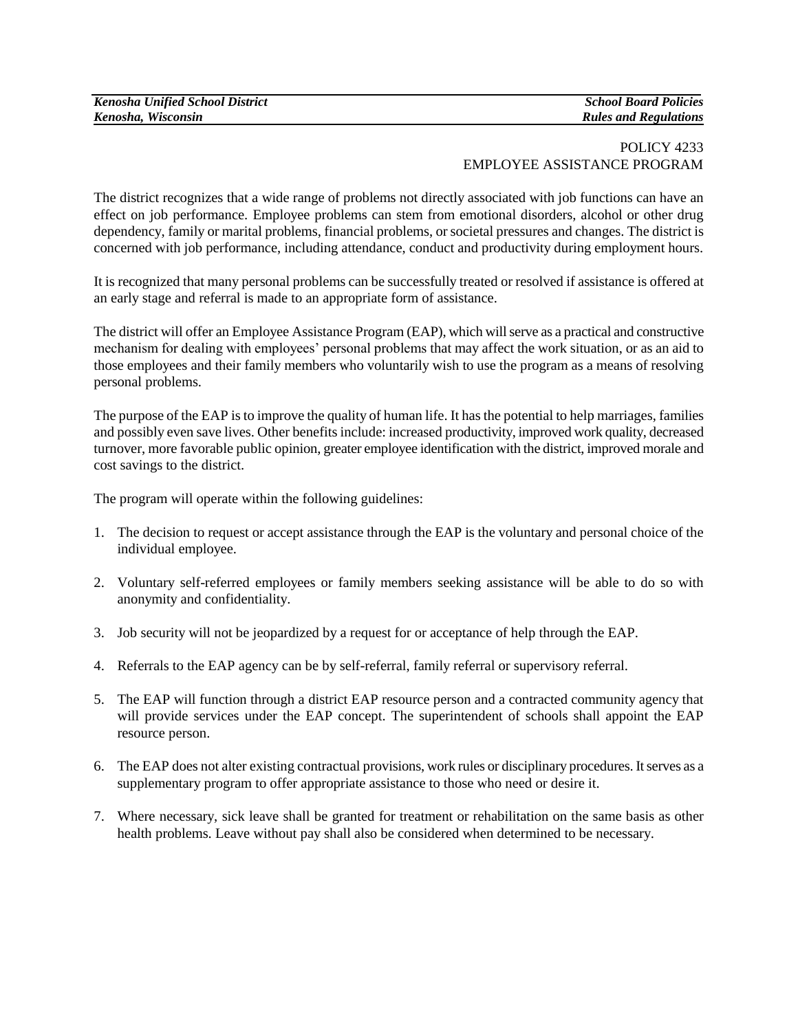# POLICY 4233
## EMPLOYEE ASSISTANCE PROGRAM

The district recognizes that a wide range of problems not directly associated with job functions can have an effect on job performance. Employee problems can stem from emotional disorders, alcohol or other drug dependency, family or marital problems, financial problems, or societal pressures and changes. The district is concerned with job performance, including attendance, conduct and productivity during employment hours.

It is recognized that many personal problems can be successfully treated or resolved if assistance is offered at an early stage and referral is made to an appropriate form of assistance.

The district will offer an Employee Assistance Program (EAP), which will serve as a practical and constructive mechanism for dealing with employees' personal problems that may affect the work situation, or as an aid to those employees and their family members who voluntarily wish to use the program as a means of resolving personal problems.

The purpose of the EAP is to improve the quality of human life. It has the potential to help marriages, families and possibly even save lives. Other benefits include: increased productivity, improved work quality, decreased turnover, more favorable public opinion, greater employee identification with the district, improved morale and cost savings to the district.

The program will operate within the following guidelines:

1. The decision to request or accept assistance through the EAP is the voluntary and personal choice of the individual employee.

2. Voluntary self-referred employees or family members seeking assistance will be able to do so with anonymity and confidentiality.

3. Job security will not be jeopardized by a request for or acceptance of help through the EAP.

4. Referrals to the EAP agency can be by self-referral, family referral or supervisory referral.

5. The EAP will function through a district EAP resource person and a contracted community agency that will provide services under the EAP concept. The superintendent of schools shall appoint the EAP resource person.

6. The EAP does not alter existing contractual provisions, work rules or disciplinary procedures. It serves as a supplementary program to offer appropriate assistance to those who need or desire it.

7. Where necessary, sick leave shall be granted for treatment or rehabilitation on the same basis as other health problems. Leave without pay shall also be considered when determined to be necessary.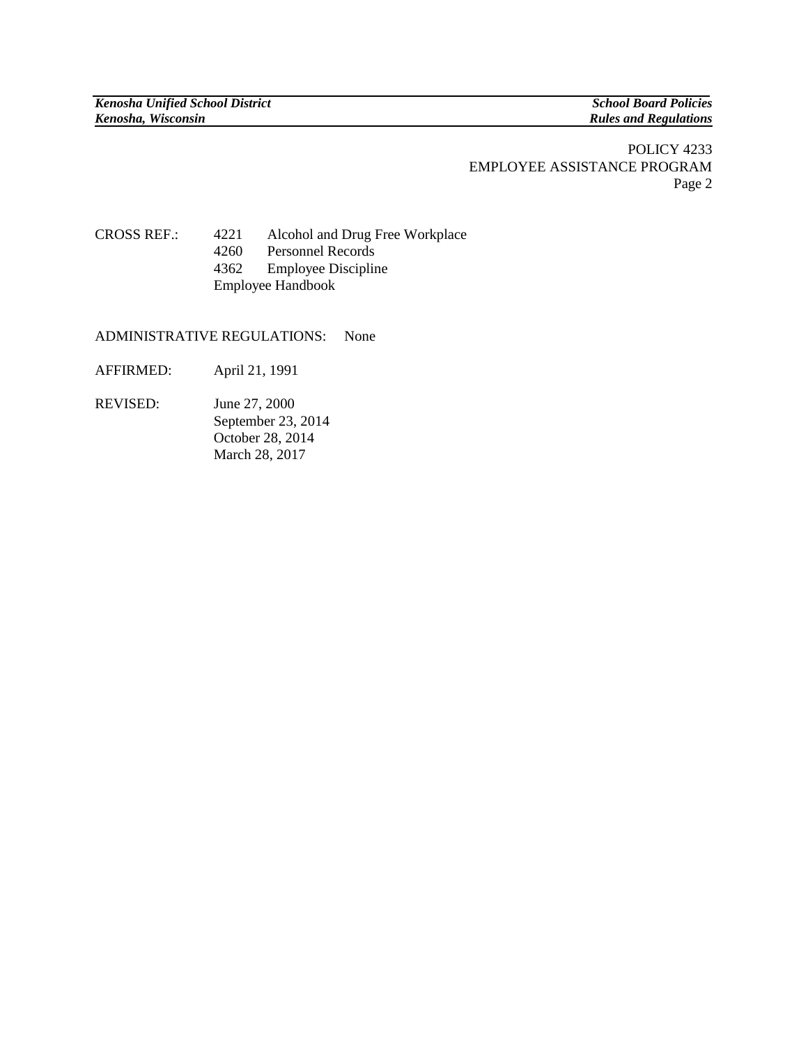POLICY 4233
EMPLOYEE ASSISTANCE PROGRAM

CROSS REF.: 4221 Alcohol and Drug Free Workplace
4260 Personnel Records
4362 Employee Discipline
Employee Handbook

ADMINISTRATIVE REGULATIONS: None

AFFIRMED: April 21, 1991

REVISED: June 27, 2000
September 23, 2014
October 28, 2014
March 28, 2017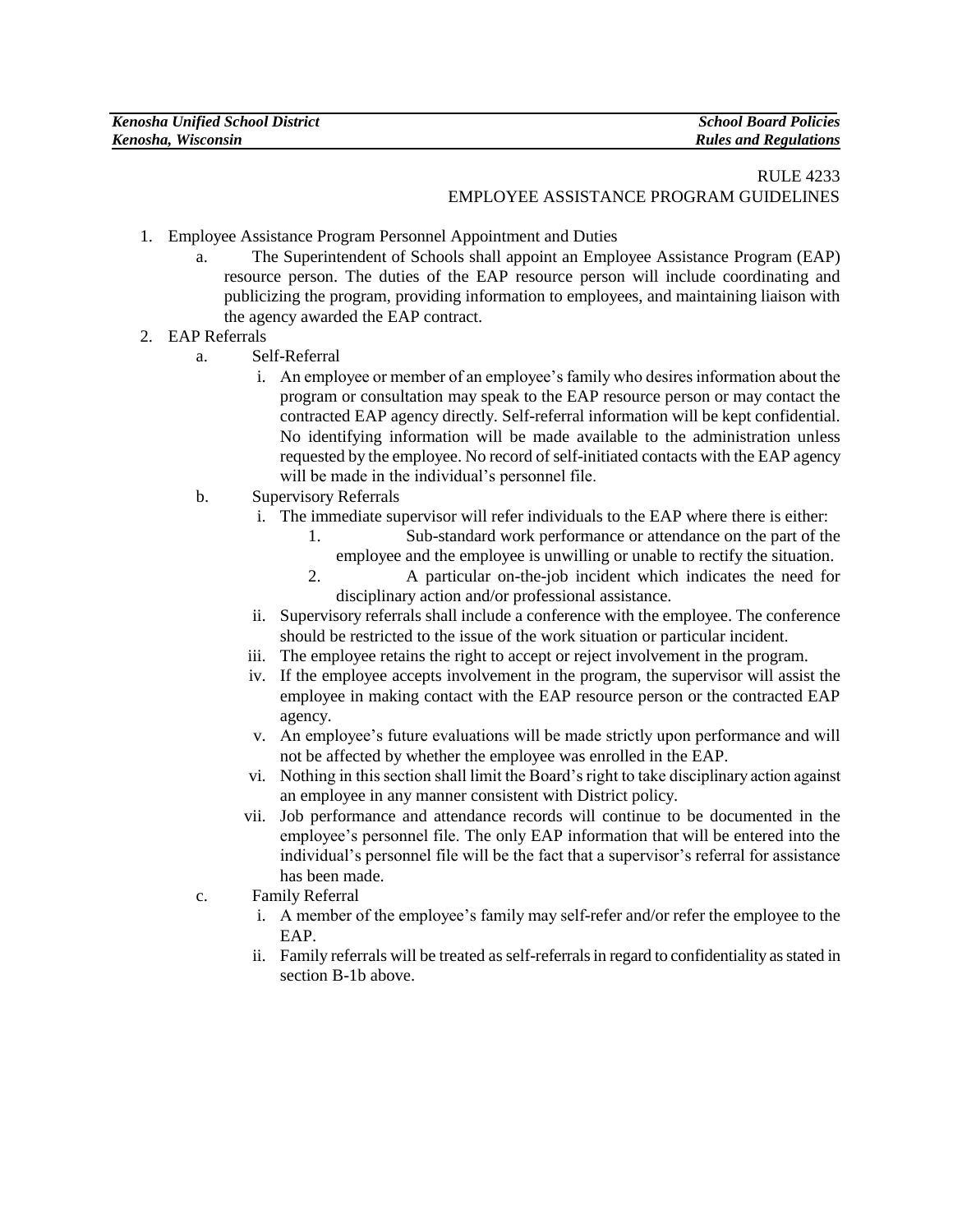RULE 4233
EMPLOYEE ASSISTANCE PROGRAM GUIDELINES

1. Employee Assistance Program Personnel Appointment and Duties
   a. The Superintendent of Schools shall appoint an Employee Assistance Program (EAP) resource person. The duties of the EAP resource person will include coordinating and publicizing the program, providing information to employees, and maintaining liaison with the agency awarded the EAP contract.
2. EAP Referrals
   a. Self-Referral
      i. An employee or member of an employee's family who desires information about the program or consultation may speak to the EAP resource person or may contact the contracted EAP agency directly. Self-referral information will be kept confidential. No identifying information will be made available to the administration unless requested by the employee. No record of self-initiated contacts with the EAP agency will be made in the individual's personnel file.
   b. Supervisory Referrals
      i. The immediate supervisor will refer individuals to the EAP where there is either:
         1. Sub-standard work performance or attendance on the part of the employee and the employee is unwilling or unable to rectify the situation.
         2. A particular on-the-job incident which indicates the need for disciplinary action and/or professional assistance.
      ii. Supervisory referrals shall include a conference with the employee. The conference should be restricted to the issue of the work situation or particular incident.
      iii. The employee retains the right to accept or reject involvement in the program.
      iv. If the employee accepts involvement in the program, the supervisor will assist the employee in making contact with the EAP resource person or the contracted EAP agency.
      v. An employee's future evaluations will be made strictly upon performance and will not be affected by whether the employee was enrolled in the EAP.
      vi. Nothing in this section shall limit the Board's right to take disciplinary action against an employee in any manner consistent with District policy.
      vii. Job performance and attendance records will continue to be documented in the employee's personnel file. The only EAP information that will be entered into the individual's personnel file will be the fact that a supervisor's referral for assistance has been made.
   c. Family Referral
      i. A member of the employee's family may self-refer and/or refer the employee to the EAP.
      ii. Family referrals will be treated as self-referrals in regard to confidentiality as stated in section B-1b above.